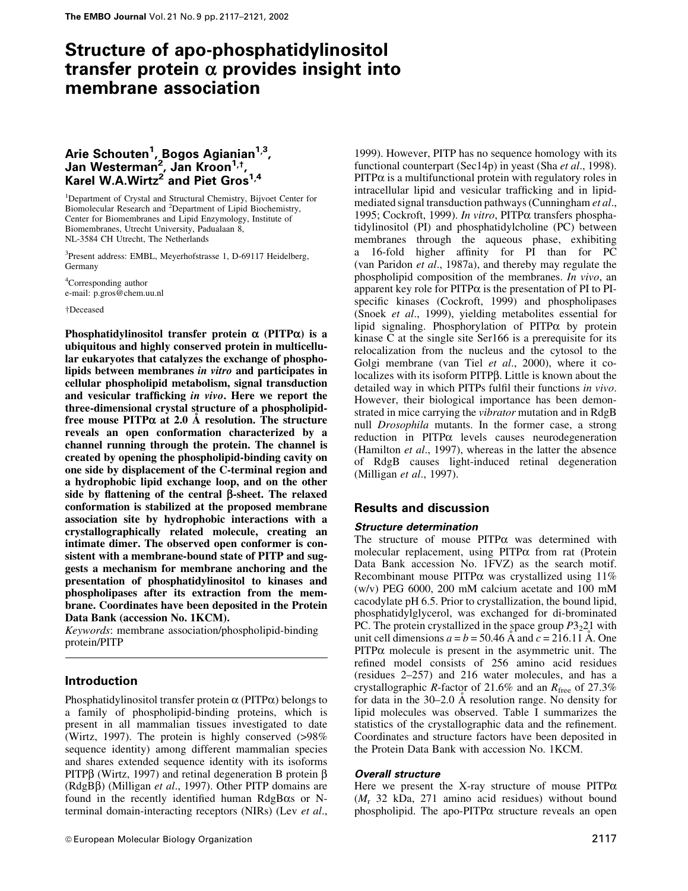# Structure of apo-phosphatidylinositol transfer protein α provides insight into membrane association

**Arie Schouten[1], Bogos Agianian[1,3], Jan Westerman[2], Jan Kroon[1,†], Karel W.A.Wirtz[2] and Piet Gros[1,4]**

[1]Department of Crystal and Structural Chemistry, Bijvoet Center for Biomolecular Research and [2]Department of Lipid Biochemistry, Center for Biomembranes and Lipid Enzymology, Institute of Biomembranes, Utrecht University, Padualaan 8, NL-3584 CH Utrecht, The Netherlands

[3]Present address: EMBL, Meyerhofstrasse 1, D-69117 Heidelberg, Germany

[4]Corresponding author
e-mail: p.gros@chem.uu.nl

†Deceased

**Phosphatidylinositol transfer protein α (PITPα) is a ubiquitous and highly conserved protein in multicellular eukaryotes that catalyzes the exchange of phospholipids between membranes *in vitro* and participates in cellular phospholipid metabolism, signal transduction and vesicular trafficking *in vivo*. Here we report the three-dimensional crystal structure of a phospholipid-free mouse PITPα at 2.0 Å resolution. The structure reveals an open conformation characterized by a channel running through the protein. The channel is created by opening the phospholipid-binding cavity on one side by displacement of the C-terminal region and a hydrophobic lipid exchange loop, and on the other side by flattening of the central β-sheet. The relaxed conformation is stabilized at the proposed membrane association site by hydrophobic interactions with a crystallographically related molecule, creating an intimate dimer. The observed open conformer is consistent with a membrane-bound state of PITP and suggests a mechanism for membrane anchoring and the presentation of phosphatidylinositol to kinases and phospholipases after its extraction from the membrane. Coordinates have been deposited in the Protein Data Bank (accession No. 1KCM).**

*Keywords*: membrane association/phospholipid-binding protein/PITP

## Introduction

Phosphatidylinositol transfer protein α (PITPα) belongs to a family of phospholipid-binding proteins, which is present in all mammalian tissues investigated to date (Wirtz, 1997). The protein is highly conserved (>98% sequence identity) among different mammalian species and shares extended sequence identity with its isoforms PITPβ (Wirtz, 1997) and retinal degeneration B protein β (RdgBβ) (Milligan *et al*., 1997). Other PITP domains are found in the recently identified human RdgBαs or N-terminal domain-interacting receptors (NIRs) (Lev *et al*., 1999). However, PITP has no sequence homology with its functional counterpart (Sec14p) in yeast (Sha *et al*., 1998). PITPα is a multifunctional protein with regulatory roles in intracellular lipid and vesicular trafficking and in lipid-mediated signal transduction pathways (Cunningham *et al*., 1995; Cockroft, 1999). *In vitro*, PITPα transfers phosphatidylinositol (PI) and phosphatidylcholine (PC) between membranes through the aqueous phase, exhibiting a 16-fold higher affinity for PI than for PC (van Paridon *et al*., 1987a), and thereby may regulate the phospholipid composition of the membranes. *In vivo*, an apparent key role for PITPα is the presentation of PI to PI-specific kinases (Cockroft, 1999) and phospholipases (Snoek *et al*., 1999), yielding metabolites essential for lipid signaling. Phosphorylation of PITPα by protein kinase C at the single site Ser166 is a prerequisite for its relocalization from the nucleus and the cytosol to the Golgi membrane (van Tiel *et al*., 2000), where it co-localizes with its isoform PITPβ. Little is known about the detailed way in which PITPs fulfil their functions *in vivo*. However, their biological importance has been demonstrated in mice carrying the *vibrator* mutation and in RdgB null *Drosophila* mutants. In the former case, a strong reduction in PITPα levels causes neurodegeneration (Hamilton *et al*., 1997), whereas in the latter the absence of RdgB causes light-induced retinal degeneration (Milligan *et al*., 1997).

## Results and discussion

### Structure determination

The structure of mouse PITPα was determined with molecular replacement, using PITPα from rat (Protein Data Bank accession No. 1FVZ) as the search motif. Recombinant mouse PITPα was crystallized using 11% (w/v) PEG 6000, 200 mM calcium acetate and 100 mM cacodylate pH 6.5. Prior to crystallization, the bound lipid, phosphatidylglycerol, was exchanged for di-brominated PC. The protein crystallized in the space group $P3_221$ with unit cell dimensions $a = b = 50.46$ Å and $c = 216.11$ Å. One PITPα molecule is present in the asymmetric unit. The refined model consists of 256 amino acid residues (residues 2–257) and 216 water molecules, and has a crystallographic *R*-factor of 21.6% and an $R_{free}$ of 27.3% for data in the 30–2.0 Å resolution range. No density for lipid molecules was observed. Table I summarizes the statistics of the crystallographic data and the refinement. Coordinates and structure factors have been deposited in the Protein Data Bank with accession No. 1KCM.

### Overall structure

Here we present the X-ray structure of mouse PITPα ($M_r$ 32 kDa, 271 amino acid residues) without bound phospholipid. The apo-PITPα structure reveals an open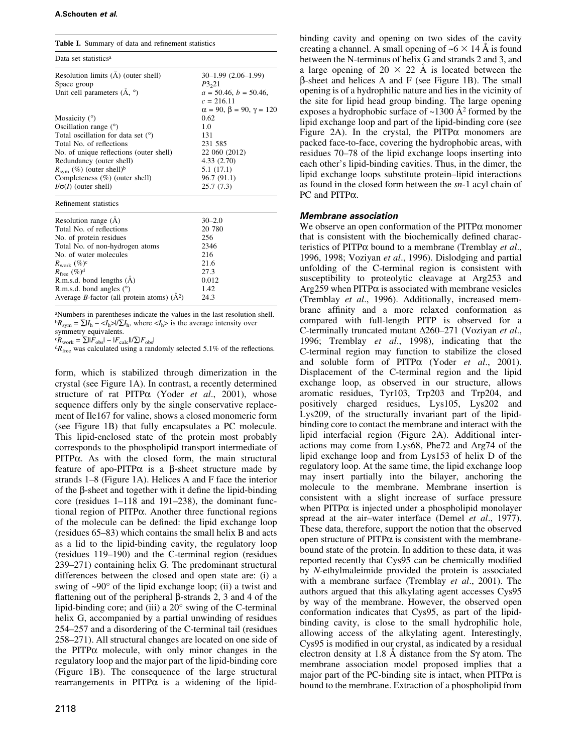**Table I.** Summary of data and refinement statistics

| Data set statistics[a] | |
|---|---|
| Resolution limits (Å) (outer shell) | 30–1.99 (2.06–1.99) |
| Space group | $P3_221$ |
| Unit cell parameters (Å, °) | $a$ = 50.46, $b$ = 50.46, $c$ = 216.11, $\alpha$ = 90, $\beta$ = 90, $\gamma$ = 120 |
| Mosaicity (°) | 0.62 |
| Oscillation range (°) | 1.0 |
| Total oscillation for data set (°) | 131 |
| Total No. of reflections | 231 585 |
| No. of unique reflections (outer shell) | 22 060 (2012) |
| Redundancy (outer shell) | 4.33 (2.70) |
| $R_{sym}$ (%) (outer shell)[b] | 5.1 (17.1) |
| Completeness (%) (outer shell) | 96.7 (91.1) |
| $I/\sigma(I)$ (outer shell) | 25.7 (7.3) |
| **Refinement statistics** | |
| Resolution range (Å) | 30–2.0 |
| Total No. of reflections | 20 780 |
| No. of protein residues | 256 |
| Total No. of non-hydrogen atoms | 2346 |
| No. of water molecules | 216 |
| $R_{work}$ (%)[c] | 21.6 |
| $R_{free}$ (%)[d] | 27.3 |
| R.m.s.d. bond lengths (Å) | 0.012 |
| R.m.s.d. bond angles (°) | 1.42 |
| Average $B$-factor (all protein atoms) (Å$^2$) | 24.3 |

[a]Numbers in parentheses indicate the values in the last resolution shell.
[b]$R_{sym} = \sum|I_h - \langle I_h\rangle|/\sum I_h$, where $\langle I_h\rangle$ is the average intensity over symmetry equivalents.
[c]$R_{work} = \sum||F_{obs}| - |F_{calc}||/\sum|F_{obs}|$
[d]$R_{free}$ was calculated using a randomly selected 5.1% of the reflections.

form, which is stabilized through dimerization in the crystal (see Figure 1A). In contrast, a recently determined structure of rat PITPα (Yoder *et al*., 2001), whose sequence differs only by the single conservative replacement of Ile167 for valine, shows a closed monomeric form (see Figure 1B) that fully encapsulates a PC molecule. This lipid-enclosed state of the protein most probably corresponds to the phospholipid transport intermediate of PITPα. As with the closed form, the main structural feature of apo-PITPα is a β-sheet structure made by strands 1–8 (Figure 1A). Helices A and F face the interior of the β-sheet and together with it define the lipid-binding core (residues 1–118 and 191–238), the dominant functional region of PITPα. Another three functional regions of the molecule can be defined: the lipid exchange loop (residues 65–83) which contains the small helix B and acts as a lid to the lipid-binding cavity, the regulatory loop (residues 119–190) and the C-terminal region (residues 239–271) containing helix G. The predominant structural differences between the closed and open state are: (i) a swing of ~90° of the lipid exchange loop; (ii) a twist and flattening out of the peripheral β-strands 2, 3 and 4 of the lipid-binding core; and (iii) a 20° swing of the C-terminal helix G, accompanied by a partial unwinding of residues 254–257 and a disordering of the C-terminal tail (residues 258–271). All structural changes are located on one side of the PITPα molecule, with only minor changes in the regulatory loop and the major part of the lipid-binding core (Figure 1B). The consequence of the large structural rearrangements in PITPα is a widening of the lipid-binding cavity and opening on two sides of the cavity creating a channel. A small opening of ~6 × 14 Å is found between the N-terminus of helix G and strands 2 and 3, and a large opening of 20 × 22 Å is located between the β-sheet and helices A and F (see Figure 1B). The small opening is of a hydrophilic nature and lies in the vicinity of the site for lipid head group binding. The large opening exposes a hydrophobic surface of ~1300 Å$^2$ formed by the lipid exchange loop and part of the lipid-binding core (see Figure 2A). In the crystal, the PITPα monomers are packed face-to-face, covering the hydrophobic areas, with residues 70–78 of the lipid exchange loops inserting into each other's lipid-binding cavities. Thus, in the dimer, the lipid exchange loops substitute protein–lipid interactions as found in the closed form between the *sn*-1 acyl chain of PC and PITPα.

### Membrane association

We observe an open conformation of the PITPα monomer that is consistent with the biochemically defined characteristics of PITPα bound to a membrane (Tremblay *et al*., 1996, 1998; Voziyan *et al*., 1996). Dislodging and partial unfolding of the C-terminal region is consistent with susceptibility to proteolytic cleavage at Arg253 and Arg259 when PITPα is associated with membrane vesicles (Tremblay *et al*., 1996). Additionally, increased membrane affinity and a more relaxed conformation as compared with full-length PITP is observed for a C-terminally truncated mutant Δ260–271 (Voziyan *et al*., 1996; Tremblay *et al*., 1998), indicating that the C-terminal region may function to stabilize the closed and soluble form of PITPα (Yoder *et al*., 2001). Displacement of the C-terminal region and the lipid exchange loop, as observed in our structure, allows aromatic residues, Tyr103, Trp203 and Trp204, and positively charged residues, Lys105, Lys202 and Lys209, of the structurally invariant part of the lipid-binding core to contact the membrane and interact with the lipid interfacial region (Figure 2A). Additional interactions may come from Lys68, Phe72 and Arg74 of the lipid exchange loop and from Lys153 of helix D of the regulatory loop. At the same time, the lipid exchange loop may insert partially into the bilayer, anchoring the molecule to the membrane. Membrane insertion is consistent with a slight increase of surface pressure when PITPα is injected under a phospholipid monolayer spread at the air–water interface (Demel *et al*., 1977). These data, therefore, support the notion that the observed open structure of PITPα is consistent with the membrane-bound state of the protein. In addition to these data, it was reported recently that Cys95 can be chemically modified by *N*-ethylmaleimide provided the protein is associated with a membrane surface (Tremblay *et al*., 2001). The authors argued that this alkylating agent accesses Cys95 by way of the membrane. However, the observed open conformation indicates that Cys95, as part of the lipid-binding cavity, is close to the small hydrophilic hole, allowing access of the alkylating agent. Interestingly, Cys95 is modified in our crystal, as indicated by a residual electron density at 1.8 Å distance from the Sγ atom. The membrane association model proposed implies that a major part of the PC-binding site is intact, when PITPα is bound to the membrane. Extraction of a phospholipid from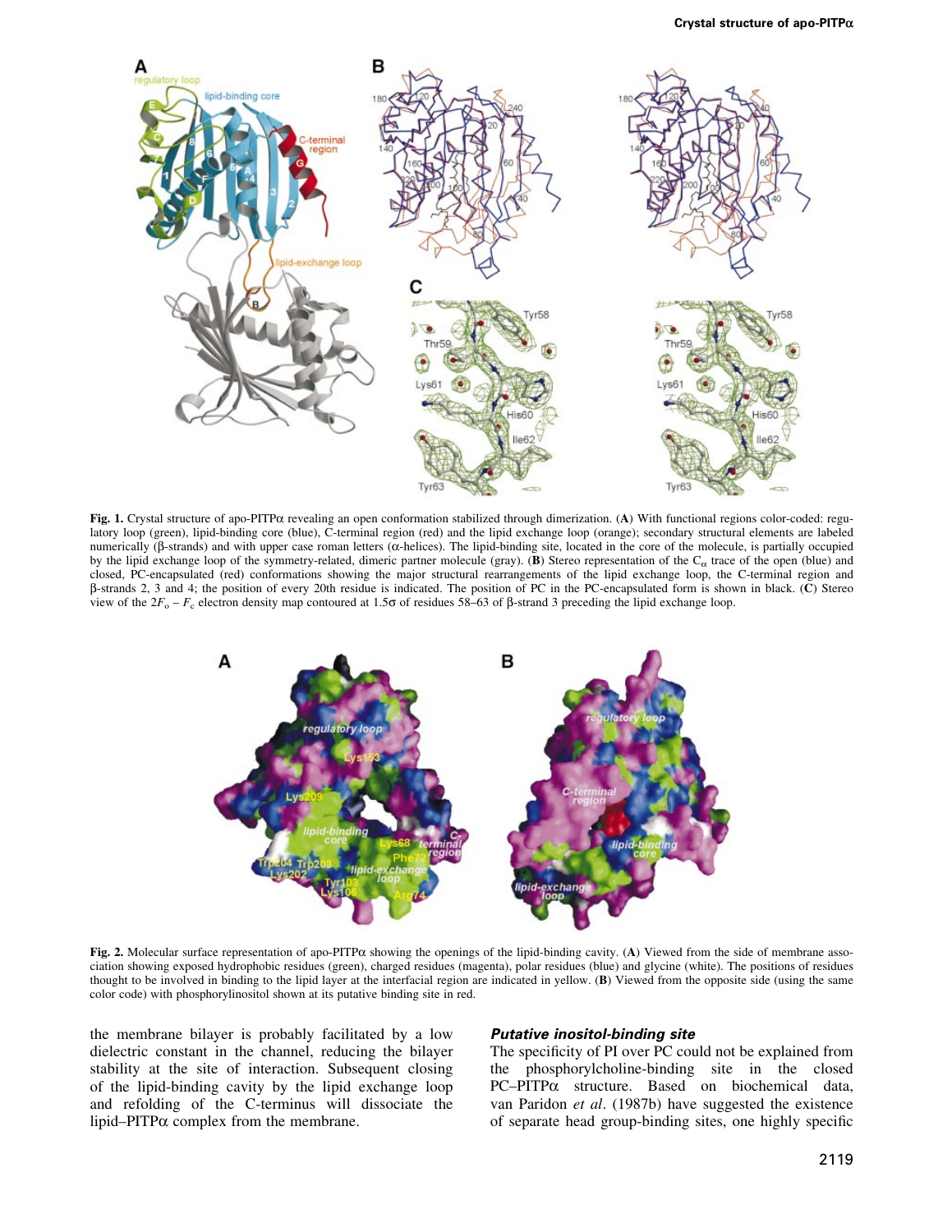**Fig. 1.** Crystal structure of apo-PITPα revealing an open conformation stabilized through dimerization. (**A**) With functional regions color-coded: regulatory loop (green), lipid-binding core (blue), C-terminal region (red) and the lipid exchange loop (orange); secondary structural elements are labeled numerically (β-strands) and with upper case roman letters (α-helices). The lipid-binding site, located in the core of the molecule, is partially occupied by the lipid exchange loop of the symmetry-related, dimeric partner molecule (gray). (**B**) Stereo representation of the $C_\alpha$ trace of the open (blue) and closed, PC-encapsulated (red) conformations showing the major structural rearrangements of the lipid exchange loop, the C-terminal region and β-strands 2, 3 and 4; the position of every 20th residue is indicated. The position of PC in the PC-encapsulated form is shown in black. (**C**) Stereo view of the $2F_o - F_c$ electron density map contoured at 1.5σ of residues 58–63 of β-strand 3 preceding the lipid exchange loop.

**Fig. 2.** Molecular surface representation of apo-PITPα showing the openings of the lipid-binding cavity. (**A**) Viewed from the side of membrane association showing exposed hydrophobic residues (green), charged residues (magenta), polar residues (blue) and glycine (white). The positions of residues thought to be involved in binding to the lipid layer at the interfacial region are indicated in yellow. (**B**) Viewed from the opposite side (using the same color code) with phosphorylinositol shown at its putative binding site in red.

the membrane bilayer is probably facilitated by a low dielectric constant in the channel, reducing the bilayer stability at the site of interaction. Subsequent closing of the lipid-binding cavity by the lipid exchange loop and refolding of the C-terminus will dissociate the lipid–PITPα complex from the membrane.

### *Putative inositol-binding site*

The specificity of PI over PC could not be explained from the phosphorylcholine-binding site in the closed PC–PITPα structure. Based on biochemical data, van Paridon *et al*. (1987b) have suggested the existence of separate head group-binding sites, one highly specific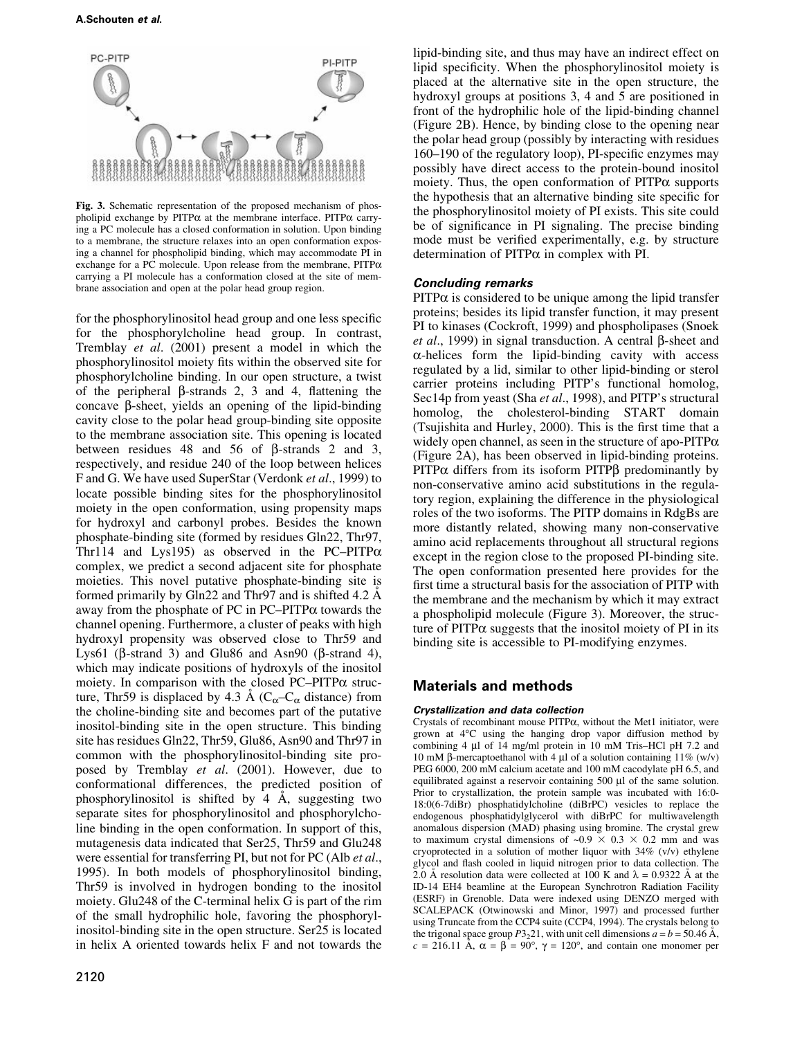Fig. 3. Schematic representation of the proposed mechanism of phospholipid exchange by PITPα at the membrane interface. PITPα carrying a PC molecule has a closed conformation in solution. Upon binding to a membrane, the structure relaxes into an open conformation exposing a channel for phospholipid binding, which may accommodate PI in exchange for a PC molecule. Upon release from the membrane, PITPα carrying a PI molecule has a conformation closed at the site of membrane association and open at the polar head group region.

for the phosphorylinositol head group and one less specific for the phosphorylcholine head group. In contrast, Tremblay *et al*. (2001) present a model in which the phosphorylinositol moiety fits within the observed site for phosphorylcholine binding. In our open structure, a twist of the peripheral β-strands 2, 3 and 4, flattening the concave β-sheet, yields an opening of the lipid-binding cavity close to the polar head group-binding site opposite to the membrane association site. This opening is located between residues 48 and 56 of β-strands 2 and 3, respectively, and residue 240 of the loop between helices F and G. We have used SuperStar (Verdonk *et al*., 1999) to locate possible binding sites for the phosphorylinositol moiety in the open conformation, using propensity maps for hydroxyl and carbonyl probes. Besides the known phosphate-binding site (formed by residues Gln22, Thr97, Thr114 and Lys195) as observed in the PC–PITPα complex, we predict a second adjacent site for phosphate moieties. This novel putative phosphate-binding site is formed primarily by Gln22 and Thr97 and is shifted 4.2 Å away from the phosphate of PC in PC–PITPα towards the channel opening. Furthermore, a cluster of peaks with high hydroxyl propensity was observed close to Thr59 and Lys61 (β-strand 3) and Glu86 and Asn90 (β-strand 4), which may indicate positions of hydroxyls of the inositol moiety. In comparison with the closed PC–PITPα structure, Thr59 is displaced by 4.3 Å ($C_\alpha$–$C_\alpha$ distance) from the choline-binding site and becomes part of the putative inositol-binding site in the open structure. This binding site has residues Gln22, Thr59, Glu86, Asn90 and Thr97 in common with the phosphorylinositol-binding site proposed by Tremblay *et al*. (2001). However, due to conformational differences, the predicted position of phosphorylinositol is shifted by 4 Å, suggesting two separate sites for phosphorylinositol and phosphorylcholine binding in the open conformation. In support of this, mutagenesis data indicated that Ser25, Thr59 and Glu248 were essential for transferring PI, but not for PC (Alb *et al*., 1995). In both models of phosphorylinositol binding, Thr59 is involved in hydrogen bonding to the inositol moiety. Glu248 of the C-terminal helix G is part of the rim of the small hydrophilic hole, favoring the phosphorylinositol-binding site in the open structure. Ser25 is located in helix A oriented towards helix F and not towards the lipid-binding site, and thus may have an indirect effect on lipid specificity. When the phosphorylinositol moiety is placed at the alternative site in the open structure, the hydroxyl groups at positions 3, 4 and 5 are positioned in front of the hydrophilic hole of the lipid-binding channel (Figure 2B). Hence, by binding close to the opening near the polar head group (possibly by interacting with residues 160–190 of the regulatory loop), PI-specific enzymes may possibly have direct access to the protein-bound inositol moiety. Thus, the open conformation of PITPα supports the hypothesis that an alternative binding site specific for the phosphorylinositol moiety of PI exists. This site could be of significance in PI signaling. The precise binding mode must be verified experimentally, e.g. by structure determination of PITPα in complex with PI.

### *Concluding remarks*

PITPα is considered to be unique among the lipid transfer proteins; besides its lipid transfer function, it may present PI to kinases (Cockroft, 1999) and phospholipases (Snoek *et al*., 1999) in signal transduction. A central β-sheet and α-helices form the lipid-binding cavity with access regulated by a lid, similar to other lipid-binding or sterol carrier proteins including PITP's functional homolog, Sec14p from yeast (Sha *et al*., 1998), and PITP's structural homolog, the cholesterol-binding START domain (Tsujishita and Hurley, 2000). This is the first time that a widely open channel, as seen in the structure of apo-PITPα (Figure 2A), has been observed in lipid-binding proteins. PITPα differs from its isoform PITPβ predominantly by non-conservative amino acid substitutions in the regulatory region, explaining the difference in the physiological roles of the two isoforms. The PITP domains in RdgBs are more distantly related, showing many non-conservative amino acid replacements throughout all structural regions except in the region close to the proposed PI-binding site. The open conformation presented here provides for the first time a structural basis for the association of PITP with the membrane and the mechanism by which it may extract a phospholipid molecule (Figure 3). Moreover, the structure of PITPα suggests that the inositol moiety of PI in its binding site is accessible to PI-modifying enzymes.

## Materials and methods

### *Crystallization and data collection*

Crystals of recombinant mouse PITPα, without the Met1 initiator, were grown at 4°C using the hanging drop vapor diffusion method by combining 4 μl of 14 mg/ml protein in 10 mM Tris–HCl pH 7.2 and 10 mM β-mercaptoethanol with 4 μl of a solution containing 11% (w/v) PEG 6000, 200 mM calcium acetate and 100 mM cacodylate pH 6.5, and equilibrated against a reservoir containing 500 μl of the same solution. Prior to crystallization, the protein sample was incubated with 16:0-18:0(6-7diBr) phosphatidylcholine (diBrPC) vesicles to replace the endogenous phosphatidylglycerol with diBrPC for multiwavelength anomalous dispersion (MAD) phasing using bromine. The crystal grew to maximum crystal dimensions of ~0.9 × 0.3 × 0.2 mm and was cryoprotected in a solution of mother liquor with 34% (v/v) ethylene glycol and flash cooled in liquid nitrogen prior to data collection. The 2.0 Å resolution data were collected at 100 K and λ = 0.9322 Å at the ID-14 EH4 beamline at the European Synchrotron Radiation Facility (ESRF) in Grenoble. Data were indexed using DENZO merged with SCALEPACK (Otwinowski and Minor, 1997) and processed further using Truncate from the CCP4 suite (CCP4, 1994). The crystals belong to the trigonal space group $P3_221$, with unit cell dimensions $a = b = 50.46$ Å, $c = 216.11$ Å, $\alpha = \beta = 90°$, $\gamma = 120°$, and contain one monomer per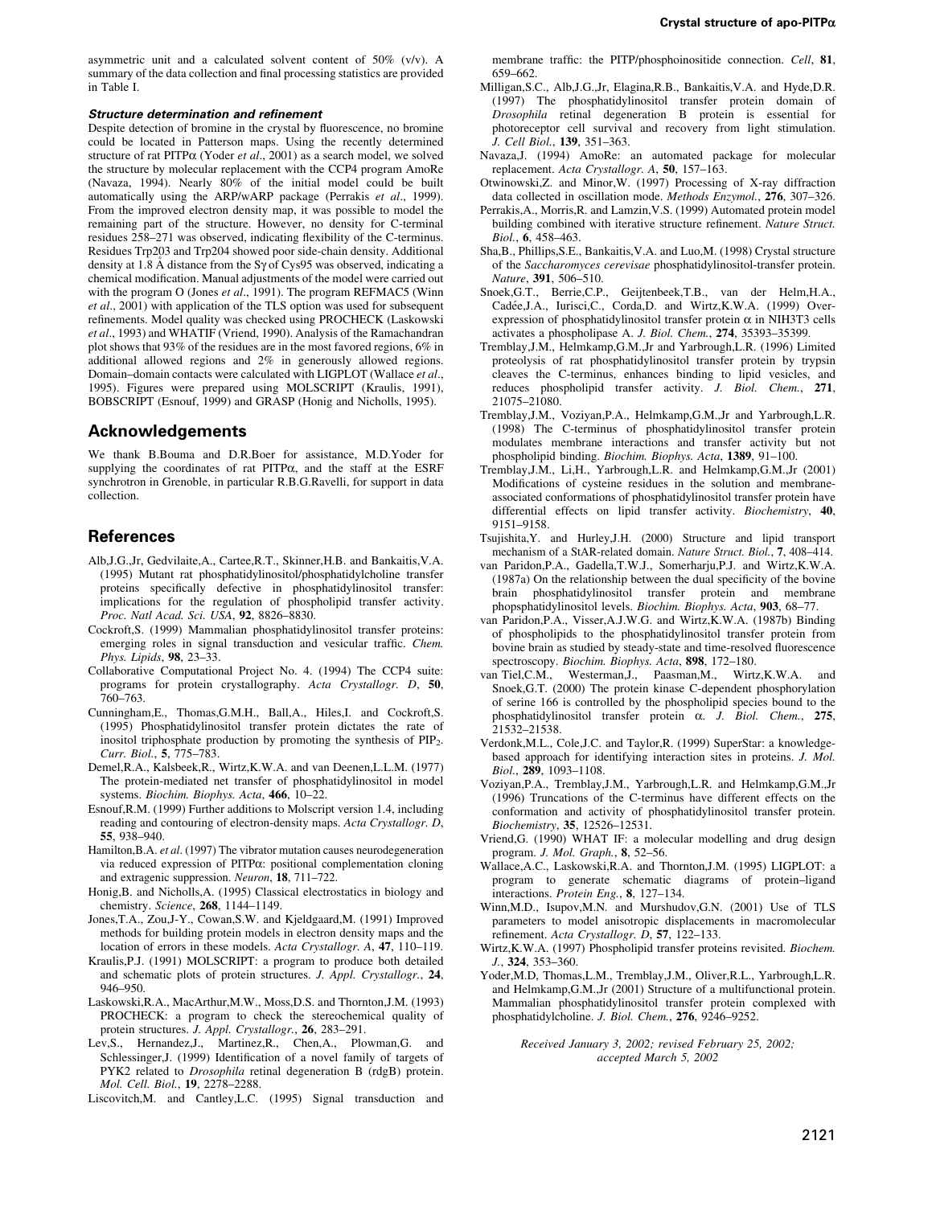asymmetric unit and a calculated solvent content of 50% (v/v). A summary of the data collection and final processing statistics are provided in Table I.

### *Structure determination and refinement*

Despite detection of bromine in the crystal by fluorescence, no bromine could be located in Patterson maps. Using the recently determined structure of rat PITPα (Yoder *et al*., 2001) as a search model, we solved the structure by molecular replacement with the CCP4 program AmoRe (Navaza, 1994). Nearly 80% of the initial model could be built automatically using the ARP/wARP package (Perrakis *et al*., 1999). From the improved electron density map, it was possible to model the remaining part of the structure. However, no density for C-terminal residues 258–271 was observed, indicating flexibility of the C-terminus. Residues Trp203 and Trp204 showed poor side-chain density. Additional density at 1.8 Å distance from the Sγ of Cys95 was observed, indicating a chemical modification. Manual adjustments of the model were carried out with the program O (Jones *et al*., 1991). The program REFMAC5 (Winn *et al*., 2001) with application of the TLS option was used for subsequent refinements. Model quality was checked using PROCHECK (Laskowski *et al*., 1993) and WHATIF (Vriend, 1990). Analysis of the Ramachandran plot shows that 93% of the residues are in the most favored regions, 6% in additional allowed regions and 2% in generously allowed regions. Domain–domain contacts were calculated with LIGPLOT (Wallace *et al*., 1995). Figures were prepared using MOLSCRIPT (Kraulis, 1991), BOBSCRIPT (Esnouf, 1999) and GRASP (Honig and Nicholls, 1995).

## Acknowledgements

We thank B.Bouma and D.R.Boer for assistance, M.D.Yoder for supplying the coordinates of rat PITPα, and the staff at the ESRF synchrotron in Grenoble, in particular R.B.G.Ravelli, for support in data collection.

## References

Alb,J.G.,Jr, Gedvilaite,A., Cartee,R.T., Skinner,H.B. and Bankaitis,V.A. (1995) Mutant rat phosphatidylinositol/phosphatidylcholine transfer proteins specifically defective in phosphatidylinositol transfer: implications for the regulation of phospholipid transfer activity. *Proc. Natl Acad. Sci. USA*, **92**, 8826–8830.

Cockroft,S. (1999) Mammalian phosphatidylinositol transfer proteins: emerging roles in signal transduction and vesicular traffic. *Chem. Phys. Lipids*, **98**, 23–33.

Collaborative Computational Project No. 4. (1994) The CCP4 suite: programs for protein crystallography. *Acta Crystallogr. D*, **50**, 760–763.

Cunningham,E., Thomas,G.M.H., Ball,A., Hiles,I. and Cockroft,S. (1995) Phosphatidylinositol transfer protein dictates the rate of inositol triphosphate production by promoting the synthesis of $PIP_2$. *Curr. Biol.*, **5**, 775–783.

Demel,R.A., Kalsbeek,R., Wirtz,K.W.A. and van Deenen,L.L.M. (1977) The protein-mediated net transfer of phosphatidylinositol in model systems. *Biochim. Biophys. Acta*, **466**, 10–22.

Esnouf,R.M. (1999) Further additions to Molscript version 1.4, including reading and contouring of electron-density maps. *Acta Crystallogr. D*, **55**, 938–940.

Hamilton,B.A. *et al*. (1997) The vibrator mutation causes neurodegeneration via reduced expression of PITPα: positional complementation cloning and extragenic suppression. *Neuron*, **18**, 711–722.

Honig,B. and Nicholls,A. (1995) Classical electrostatics in biology and chemistry. *Science*, **268**, 1144–1149.

Jones,T.A., Zou,J-Y., Cowan,S.W. and Kjeldgaard,M. (1991) Improved methods for building protein models in electron density maps and the location of errors in these models. *Acta Crystallogr. A*, **47**, 110–119.

Kraulis,P.J. (1991) MOLSCRIPT: a program to produce both detailed and schematic plots of protein structures. *J. Appl. Crystallogr.*, **24**, 946–950.

Laskowski,R.A., MacArthur,M.W., Moss,D.S. and Thornton,J.M. (1993) PROCHECK: a program to check the stereochemical quality of protein structures. *J. Appl. Crystallogr.*, **26**, 283–291.

Lev,S., Hernandez,J., Martinez,R., Chen,A., Plowman,G. and Schlessinger,J. (1999) Identification of a novel family of targets of PYK2 related to *Drosophila* retinal degeneration B (rdgB) protein. *Mol. Cell. Biol.*, **19**, 2278–2288.

Liscovitch,M. and Cantley,L.C. (1995) Signal transduction and membrane traffic: the PITP/phosphoinositide connection. *Cell*, **81**, 659–662.

Milligan,S.C., Alb,J.G.,Jr, Elagina,R.B., Bankaitis,V.A. and Hyde,D.R. (1997) The phosphatidylinositol transfer protein domain of *Drosophila* retinal degeneration B protein is essential for photoreceptor cell survival and recovery from light stimulation. *J. Cell Biol.*, **139**, 351–363.

Navaza,J. (1994) AmoRe: an automated package for molecular replacement. *Acta Crystallogr. A*, **50**, 157–163.

Otwinowski,Z. and Minor,W. (1997) Processing of X-ray diffraction data collected in oscillation mode. *Methods Enzymol.*, **276**, 307–326.

Perrakis,A., Morris,R. and Lamzin,V.S. (1999) Automated protein model building combined with iterative structure refinement. *Nature Struct. Biol.*, **6**, 458–463.

Sha,B., Phillips,S.E., Bankaitis,V.A. and Luo,M. (1998) Crystal structure of the *Saccharomyces cerevisae* phosphatidylinositol-transfer protein. *Nature*, **391**, 506–510.

Snoek,G.T., Berrie,C.P., Geijtenbeek,T.B., van der Helm,H.A., Cadée,J.A., Iurisci,C., Corda,D. and Wirtz,K.W.A. (1999) Over-expression of phosphatidylinositol transfer protein α in NIH3T3 cells activates a phospholipase A. *J. Biol. Chem.*, **274**, 35393–35399.

Tremblay,J.M., Helmkamp,G.M.,Jr and Yarbrough,L.R. (1996) Limited proteolysis of rat phosphatidylinositol transfer protein by trypsin cleaves the C-terminus, enhances binding to lipid vesicles, and reduces phospholipid transfer activity. *J. Biol. Chem.*, **271**, 21075–21080.

Tremblay,J.M., Voziyan,P.A., Helmkamp,G.M.,Jr and Yarbrough,L.R. (1998) The C-terminus of phosphatidylinositol transfer protein modulates membrane interactions and transfer activity but not phospholipid binding. *Biochim. Biophys. Acta*, **1389**, 91–100.

Tremblay,J.M., Li,H., Yarbrough,L.R. and Helmkamp,G.M.,Jr (2001) Modifications of cysteine residues in the solution and membrane-associated conformations of phosphatidylinositol transfer protein have differential effects on lipid transfer activity. *Biochemistry*, **40**, 9151–9158.

Tsujishita,Y. and Hurley,J.H. (2000) Structure and lipid transport mechanism of a StAR-related domain. *Nature Struct. Biol.*, **7**, 408–414.

van Paridon,P.A., Gadella,T.W.J., Somerharju,P.J. and Wirtz,K.W.A. (1987a) On the relationship between the dual specificity of the bovine brain phosphatidylinositol transfer protein and membrane phopsphatidylinositol levels. *Biochim. Biophys. Acta*, **903**, 68–77.

van Paridon,P.A., Visser,A.J.W.G. and Wirtz,K.W.A. (1987b) Binding of phospholipids to the phosphatidylinositol transfer protein from bovine brain as studied by steady-state and time-resolved fluorescence spectroscopy. *Biochim. Biophys. Acta*, **898**, 172–180.

van Tiel,C.M., Westerman,J., Paasman,M., Wirtz,K.W.A. and Snoek,G.T. (2000) The protein kinase C-dependent phosphorylation of serine 166 is controlled by the phospholipid species bound to the phosphatidylinositol transfer protein α. *J. Biol. Chem.*, **275**, 21532–21538.

Verdonk,M.L., Cole,J.C. and Taylor,R. (1999) SuperStar: a knowledge-based approach for identifying interaction sites in proteins. *J. Mol. Biol.*, **289**, 1093–1108.

Voziyan,P.A., Tremblay,J.M., Yarbrough,L.R. and Helmkamp,G.M.,Jr (1996) Truncations of the C-terminus have different effects on the conformation and activity of phosphatidylinositol transfer protein. *Biochemistry*, **35**, 12526–12531.

Vriend,G. (1990) WHAT IF: a molecular modelling and drug design program. *J. Mol. Graph.*, **8**, 52–56.

Wallace,A.C., Laskowski,R.A. and Thornton,J.M. (1995) LIGPLOT: a program to generate schematic diagrams of protein–ligand interactions. *Protein Eng.*, **8**, 127–134.

Winn,M.D., Isupov,M.N. and Murshudov,G.N. (2001) Use of TLS parameters to model anisotropic displacements in macromolecular refinement. *Acta Crystallogr. D*, **57**, 122–133.

Wirtz,K.W.A. (1997) Phospholipid transfer proteins revisited. *Biochem. J.*, **324**, 353–360.

Yoder,M.D, Thomas,L.M., Tremblay,J.M., Oliver,R.L., Yarbrough,L.R. and Helmkamp,G.M.,Jr (2001) Structure of a multifunctional protein. Mammalian phosphatidylinositol transfer protein complexed with phosphatidylcholine. *J. Biol. Chem.*, **276**, 9246–9252.

*Received January 3, 2002; revised February 25, 2002; accepted March 5, 2002*